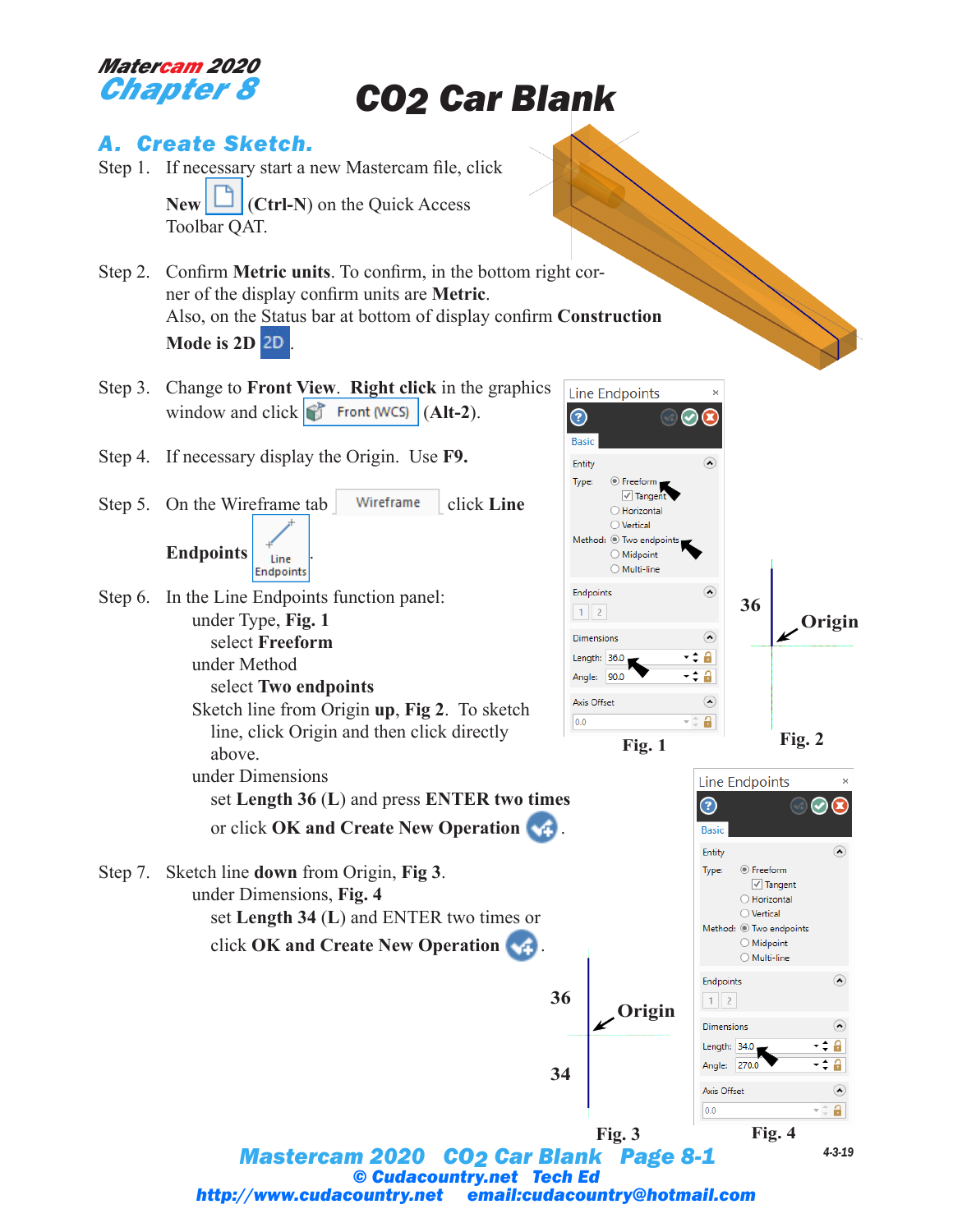**Matercam 2020**
**Chapter 8**

# CO2 Car Blank

## A. Create Sketch.

Step 1. If necessary start a new Mastercam file, click **New** (**Ctrl-N**) on the Quick Access Toolbar QAT.

Step 2. Confirm **Metric units**. To confirm, in the bottom right corner of the display confirm units are **Metric**.
Also, on the Status bar at bottom of display confirm **Construction Mode is 2D** 2D.

Step 3. Change to **Front View**. **Right click** in the graphics window and click Front (WCS) (**Alt-2**).

Step 4. If necessary display the Origin. Use **F9.**

Step 5. On the Wireframe tab Wireframe click **Line Endpoints** Line Endpoints.

Step 6. In the Line Endpoints function panel:
- under Type, **Fig. 1**
  - select **Freeform**
- under Method
  - select **Two endpoints**
- Sketch line from Origin **up**, **Fig 2**. To sketch line, click Origin and then click directly above.
- under Dimensions
  - set **Length 36** (**L**) and press **ENTER two times** or click **OK and Create New Operation**.

Step 7. Sketch line **down** from Origin, **Fig 3**.
- under Dimensions, **Fig. 4**
  - set **Length 34** (**L**) and ENTER two times or click **OK and Create New Operation**.

Line Endpoints
Basic
Entity
Type: Freeform, Tangent, Horizontal, Vertical
Method: Two endpoints, Midpoint, Multi-line
Endpoints 1 2
Dimensions
Length: 36.0
Angle: 90.0
Axis Offset 0.0

Fig. 1

36 Origin

Fig. 2

36 Origin 34

Fig. 3

Line Endpoints
Basic
Entity
Type: Freeform, Tangent, Horizontal, Vertical
Method: Two endpoints, Midpoint, Multi-line
Endpoints 1 2
Dimensions
Length: 34.0
Angle: 270.0
Axis Offset 0.0

Fig. 4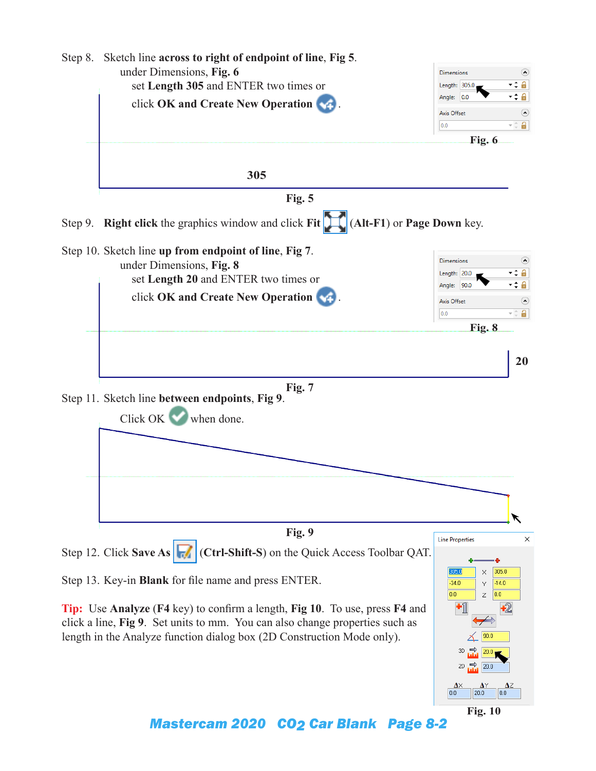Step 8. Sketch line **across to right of endpoint of line**, **Fig 5**.

under Dimensions, **Fig. 6**

set **Length 305** and ENTER two times or

click **OK and Create New Operation** .

Dimensions

Length: 305.0

Angle: 0.0

Axis Offset

0.0

**Fig. 6**

**305**

**Fig. 5**

Step 9. **Right click** the graphics window and click **Fit** (**Alt-F1**) or **Page Down** key.

Step 10. Sketch line **up from endpoint of line**, **Fig 7**.

under Dimensions, **Fig. 8**

set **Length 20** and ENTER two times or

click **OK and Create New Operation** .

Dimensions

Length: 20.0

Angle: 90.0

Axis Offset

0.0

**Fig. 8**

**20**

**Fig. 7**

Step 11. Sketch line **between endpoints**, **Fig 9**.

Click OK when done.

**Fig. 9**

Step 12. Click **Save As** (**Ctrl-Shift-S**) on the Quick Access Toolbar QAT.

Step 13. Key-in **Blank** for file name and press ENTER.

**Tip:** Use **Analyze** (**F4** key) to confirm a length, **Fig 10**. To use, press **F4** and click a line, **Fig 9**. Set units to mm. You can also change properties such as length in the Analyze function dialog box (2D Construction Mode only).

Line Properties

| | | |
|---|---|---|
| 305.0 | X | 305.0 |
| -34.0 | Y | -14.0 |
| 0.0 | Z | 0.0 |

90.0

3D 20.0

2D 20.0

| ΔX | ΔY | ΔZ |
|---|---|---|
| 0.0 | 20.0 | 0.0 |

**Fig. 10**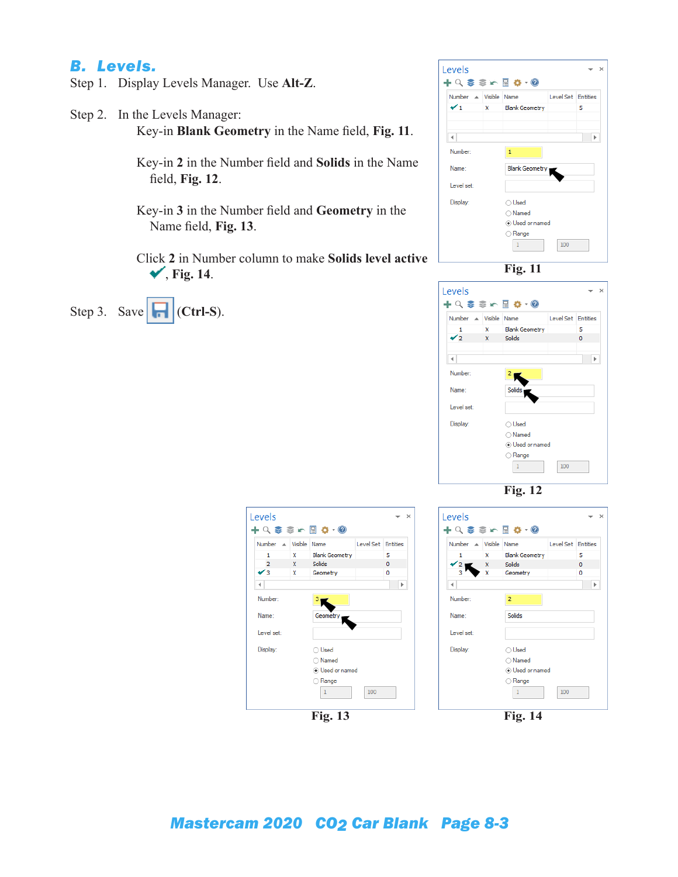## B. Levels.

Step 1. Display Levels Manager. Use **Alt-Z**.

Step 2. In the Levels Manager:

Key-in **Blank Geometry** in the Name field, **Fig. 11**.

Key-in **2** in the Number field and **Solids** in the Name field, **Fig. 12**.

Key-in **3** in the Number field and **Geometry** in the Name field, **Fig. 13**.

Click **2** in Number column to make **Solids level active** ✔, **Fig. 14**.

Step 3. Save (**Ctrl-S**).

**Fig. 11**

**Fig. 12**

**Fig. 13**

**Fig. 14**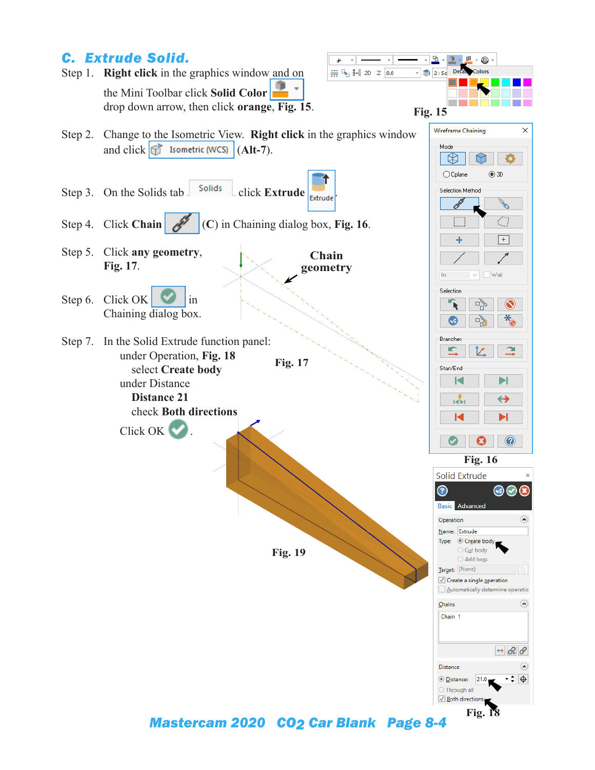## C. Extrude Solid.

Step 1. **Right click** in the graphics window and on the Mini Toolbar click **Solid Color** drop down arrow, then click **orange**, **Fig. 15**.

Fig. 15

Step 2. Change to the Isometric View. **Right click** in the graphics window and click Isometric (WCS) (**Alt-7**).

Step 3. On the Solids tab Solids click **Extrude** Extrude.

Step 4. Click **Chain** (**C**) in Chaining dialog box, **Fig. 16**.

Step 5. Click **any geometry**, **Fig. 17**.

Chain geometry

Step 6. Click OK in Chaining dialog box.

Step 7. In the Solid Extrude function panel:
- under Operation, **Fig. 18**
  - select **Create body**
- under Distance
  - **Distance 21**
  - check **Both directions**

Click OK .

Fig. 17

Fig. 16

Fig. 19

Fig. 18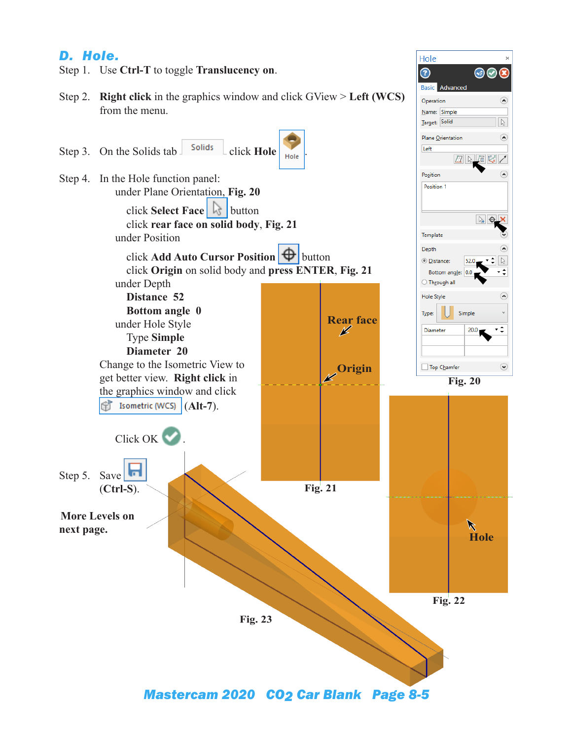## D. Hole.

Step 1. Use **Ctrl-T** to toggle **Translucency on**.

Step 2. **Right click** in the graphics window and click GView > **Left (WCS)** from the menu.

Step 3. On the Solids tab Solids click **Hole** Hole.

Step 4. In the Hole function panel:

under Plane Orientation, **Fig. 20**

click **Select Face** button

click **rear face on solid body**, **Fig. 21**

under Position

click **Add Auto Cursor Position** button

click **Origin** on solid body and **press ENTER**, **Fig. 21**

under Depth

**Distance 52**

**Bottom angle 0**

under Hole Style

Type **Simple**

**Diameter 20**

Change to the Isometric View to get better view. **Right click** in the graphics window and click Isometric (WCS) (**Alt-7**).

Click OK .

Step 5. Save (**Ctrl-S**).

**More Levels on next page.**

Hole

Basic Advanced

Operation

Name: Simple

Target: Solid

Plane Orientation

Left

Position

Position 1

Template

Depth

Distance: 52.0

Bottom angle: 0.0

Through all

Hole Style

Type: Simple

Diameter 20.0

Top Chamfer

**Fig. 20**

Rear face

Origin

**Fig. 21**

Hole

**Fig. 22**

**Fig. 23**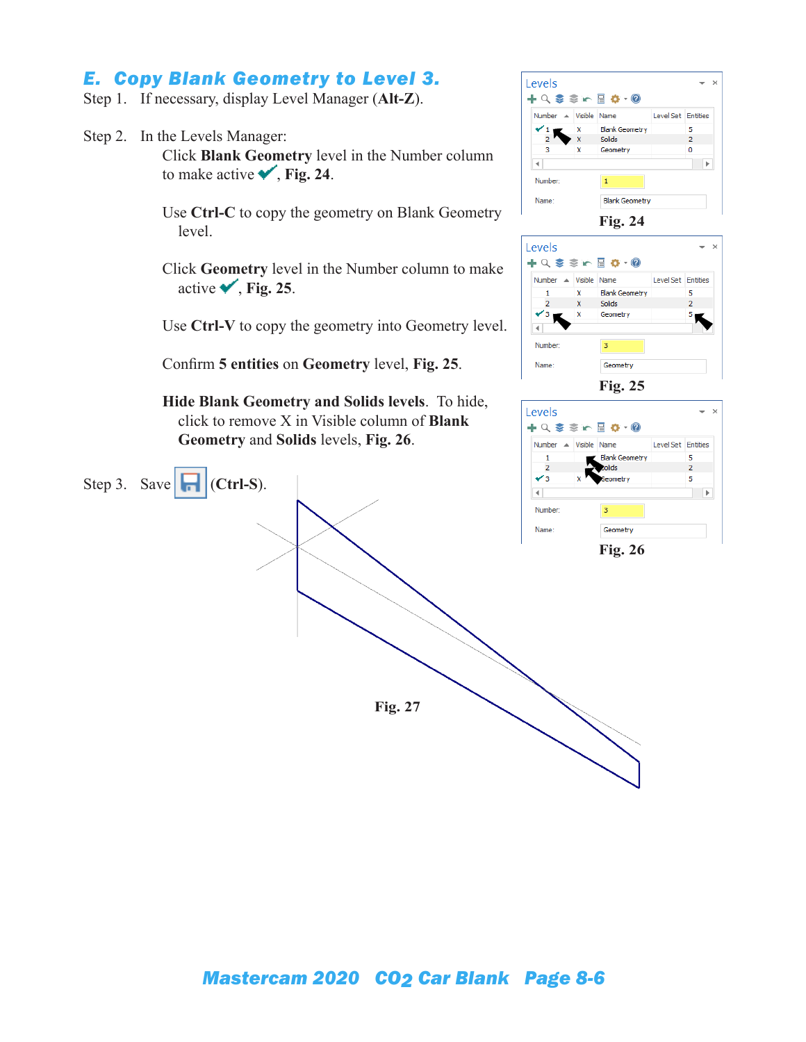## E. Copy Blank Geometry to Level 3.

Step 1. If necessary, display Level Manager (**Alt-Z**).

Step 2. In the Levels Manager:

Click **Blank Geometry** level in the Number column to make active ✔, **Fig. 24**.

Use **Ctrl-C** to copy the geometry on Blank Geometry level.

Click **Geometry** level in the Number column to make active ✔, **Fig. 25**.

Use **Ctrl-V** to copy the geometry into Geometry level.

Confirm **5 entities** on **Geometry** level, **Fig. 25**.

**Hide Blank Geometry and Solids levels**. To hide, click to remove X in Visible column of **Blank Geometry** and **Solids** levels, **Fig. 26**.

Step 3. Save (**Ctrl-S**).

Levels

| Number | Visible | Name | Level Set | Entities |
|---|---|---|---|---|
| ✔ 1 | X | Blank Geometry | | 5 |
| 2 | X | Solids | | 2 |
| 3 | X | Geometry | | 0 |

Number: 1

Name: Blank Geometry

**Fig. 24**

Levels

| Number | Visible | Name | Level Set | Entities |
|---|---|---|---|---|
| 1 | X | Blank Geometry | | 5 |
| 2 | X | Solids | | 2 |
| ✔ 3 | X | Geometry | | 5 |

Number: 3

Name: Geometry

**Fig. 25**

Levels

| Number | Visible | Name | Level Set | Entities |
|---|---|---|---|---|
| 1 | | Blank Geometry | | 5 |
| 2 | | Solids | | 2 |
| ✔ 3 | X | Geometry | | 5 |

Number: 3

Name: Geometry

**Fig. 26**

**Fig. 27**